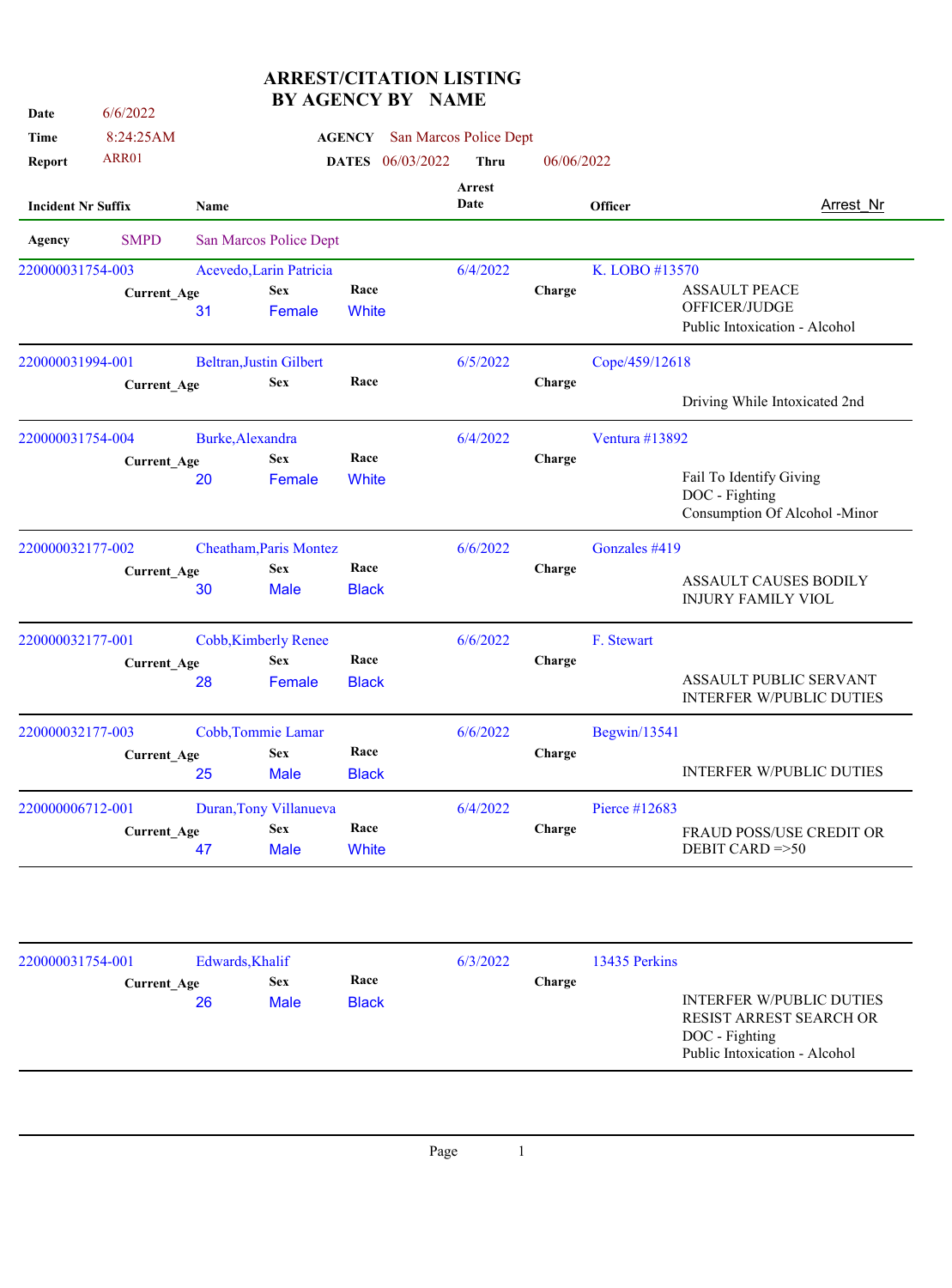# ARREST/CITATION LISTING BY AGENCY BY NAME

**Date** 6/6/2022
**Time** 8:24:25AM
**Report** ARR01

**AGENCY** San Marcos Police Dept
**DATES** 06/03/2022 **Thru** 06/06/2022

| Incident Nr Suffix | Name | Current_Age | Sex | Race | Arrest Date | Officer | Charge | Arrest_Nr |
|---|---|---|---|---|---|---|---|---|
| **Agency** SMPD | San Marcos Police Dept | | | | | | | |
| 220000031754-003 | Acevedo,Larin Patricia | 31 | Female | White | 6/4/2022 | K. LOBO #13570 | ASSAULT PEACE OFFICER/JUDGE; Public Intoxication - Alcohol | |
| 220000031994-001 | Beltran,Justin Gilbert | | | | 6/5/2022 | Cope/459/12618 | Driving While Intoxicated 2nd | |
| 220000031754-004 | Burke,Alexandra | 20 | Female | White | 6/4/2022 | Ventura #13892 | Fail To Identify Giving; DOC - Fighting; Consumption Of Alcohol -Minor | |
| 220000032177-002 | Cheatham,Paris Montez | 30 | Male | Black | 6/6/2022 | Gonzales #419 | ASSAULT CAUSES BODILY INJURY FAMILY VIOL | |
| 220000032177-001 | Cobb,Kimberly Renee | 28 | Female | Black | 6/6/2022 | F. Stewart | ASSAULT PUBLIC SERVANT; INTERFER W/PUBLIC DUTIES | |
| 220000032177-003 | Cobb,Tommie Lamar | 25 | Male | Black | 6/6/2022 | Begwin/13541 | INTERFER W/PUBLIC DUTIES | |
| 220000006712-001 | Duran,Tony Villanueva | 47 | Male | White | 6/4/2022 | Pierce #12683 | FRAUD POSS/USE CREDIT OR DEBIT CARD =>50 | |
| 220000031754-001 | Edwards,Khalif | 26 | Male | Black | 6/3/2022 | 13435 Perkins | INTERFER W/PUBLIC DUTIES; RESIST ARREST SEARCH OR; DOC - Fighting; Public Intoxication - Alcohol | |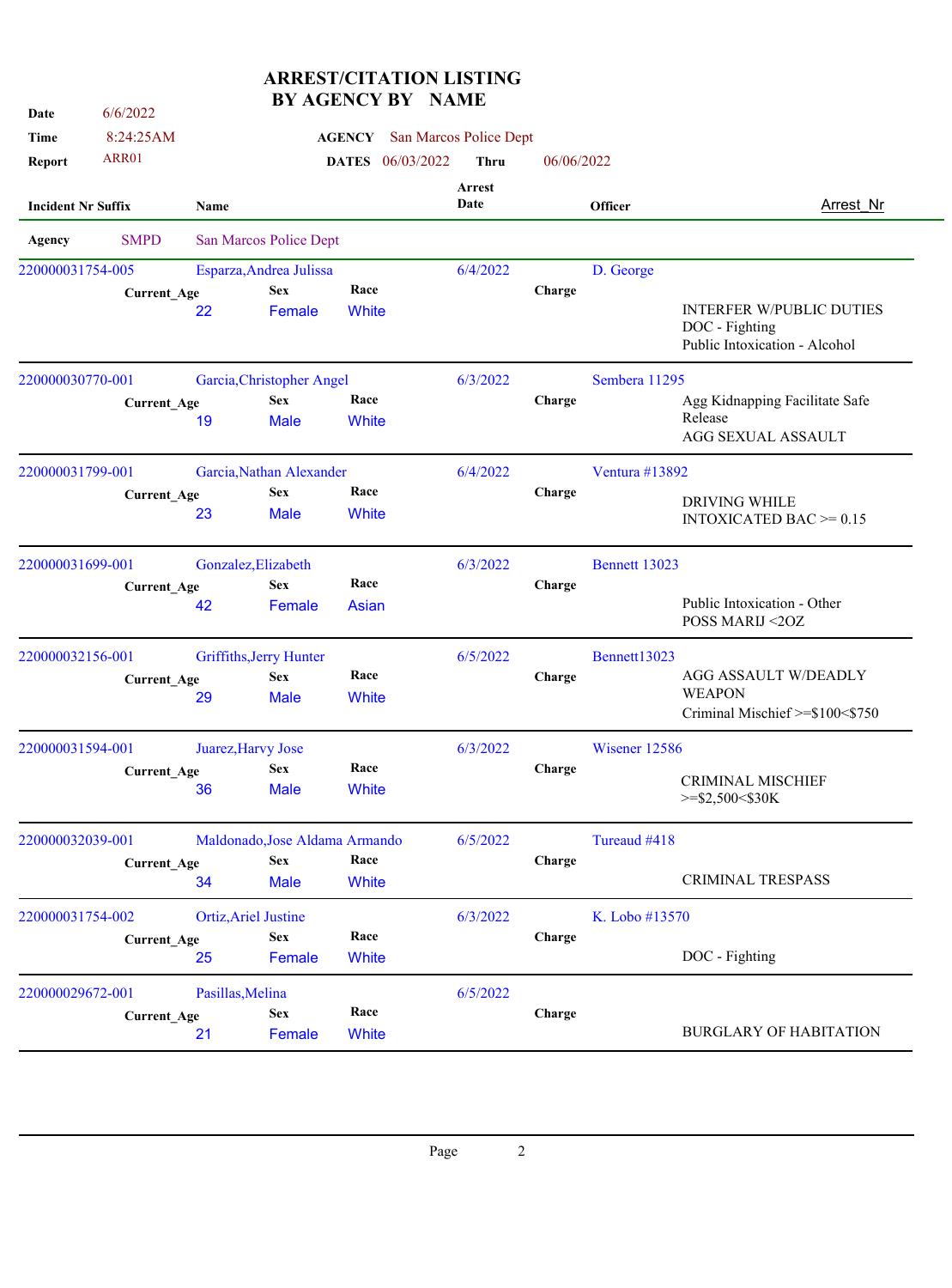# ARREST/CITATION LISTING
## BY AGENCY BY NAME

**Date** 6/6/2022
**Time** 8:24:25AM
**Report** ARR01

**AGENCY** San Marcos Police Dept
**DATES** 06/03/2022 **Thru** 06/06/2022

| Incident Nr Suffix | Name | Current_Age | Sex | Race | Arrest Date | Officer | Charge | Arrest_Nr |
|---|---|---|---|---|---|---|---|---|
| **Agency** SMPD | San Marcos Police Dept | | | | | | | |
| 220000031754-005 | Esparza,Andrea Julissa | 22 | Female | White | 6/4/2022 | D. George | INTERFER W/PUBLIC DUTIES; DOC - Fighting; Public Intoxication - Alcohol | |
| 220000030770-001 | Garcia,Christopher Angel | 19 | Male | White | 6/3/2022 | Sembera 11295 | Agg Kidnapping Facilitate Safe Release; AGG SEXUAL ASSAULT | |
| 220000031799-001 | Garcia,Nathan Alexander | 23 | Male | White | 6/4/2022 | Ventura #13892 | DRIVING WHILE INTOXICATED BAC >= 0.15 | |
| 220000031699-001 | Gonzalez,Elizabeth | 42 | Female | Asian | 6/3/2022 | Bennett 13023 | Public Intoxication - Other; POSS MARIJ <2OZ | |
| 220000032156-001 | Griffiths,Jerry Hunter | 29 | Male | White | 6/5/2022 | Bennett13023 | AGG ASSAULT W/DEADLY WEAPON; Criminal Mischief >=$100<$750 | |
| 220000031594-001 | Juarez,Harvy Jose | 36 | Male | White | 6/3/2022 | Wisener 12586 | CRIMINAL MISCHIEF >=$2,500<$30K | |
| 220000032039-001 | Maldonado,Jose Aldama Armando | 34 | Male | White | 6/5/2022 | Tureaud #418 | CRIMINAL TRESPASS | |
| 220000031754-002 | Ortiz,Ariel Justine | 25 | Female | White | 6/3/2022 | K. Lobo #13570 | DOC - Fighting | |
| 220000029672-001 | Pasillas,Melina | 21 | Female | White | 6/5/2022 | | BURGLARY OF HABITATION | |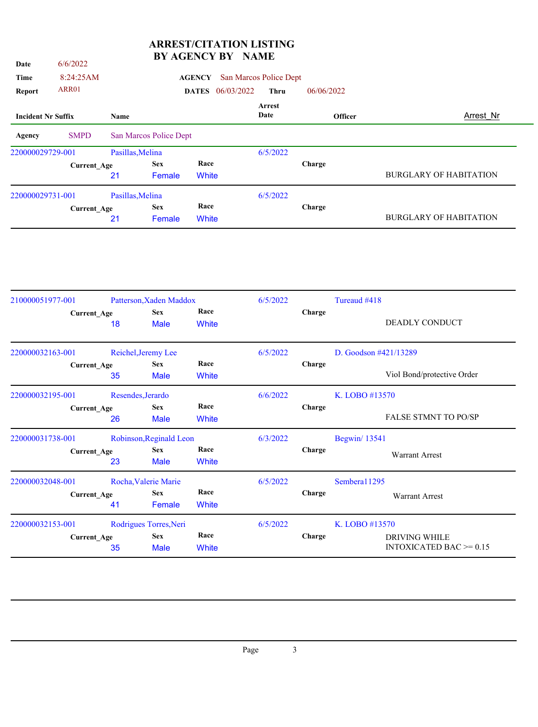# ARREST/CITATION LISTING BY AGENCY BY NAME

**Date** 6/6/2022
**Time** 8:24:25AM
**Report** ARR01

**AGENCY** San Marcos Police Dept
**DATES** 06/03/2022 **Thru** 06/06/2022

| Incident Nr Suffix | Name | Current_Age | Sex | Race | Arrest Date | Officer | Charge | Arrest_Nr |
|---|---|---|---|---|---|---|---|---|
| **Agency** SMPD | San Marcos Police Dept | | | | | | | |
| 220000029729-001 | Pasillas,Melina | 21 | Female | White | 6/5/2022 | | BURGLARY OF HABITATION | |
| 220000029731-001 | Pasillas,Melina | 21 | Female | White | 6/5/2022 | | BURGLARY OF HABITATION | |
| 210000051977-001 | Patterson,Xaden Maddox | 18 | Male | White | 6/5/2022 | Tureaud #418 | DEADLY CONDUCT | |
| 220000032163-001 | Reichel,Jeremy Lee | 35 | Male | White | 6/5/2022 | D. Goodson #421/13289 | Viol Bond/protective Order | |
| 220000032195-001 | Resendes,Jerardo | 26 | Male | White | 6/6/2022 | K. LOBO #13570 | FALSE STMNT TO PO/SP | |
| 220000031738-001 | Robinson,Reginald Leon | 23 | Male | White | 6/3/2022 | Begwin/ 13541 | Warrant Arrest | |
| 220000032048-001 | Rocha,Valerie Marie | 41 | Female | White | 6/5/2022 | Sembera11295 | Warrant Arrest | |
| 220000032153-001 | Rodrigues Torres,Neri | 35 | Male | White | 6/5/2022 | K. LOBO #13570 | DRIVING WHILE INTOXICATED BAC >= 0.15 | |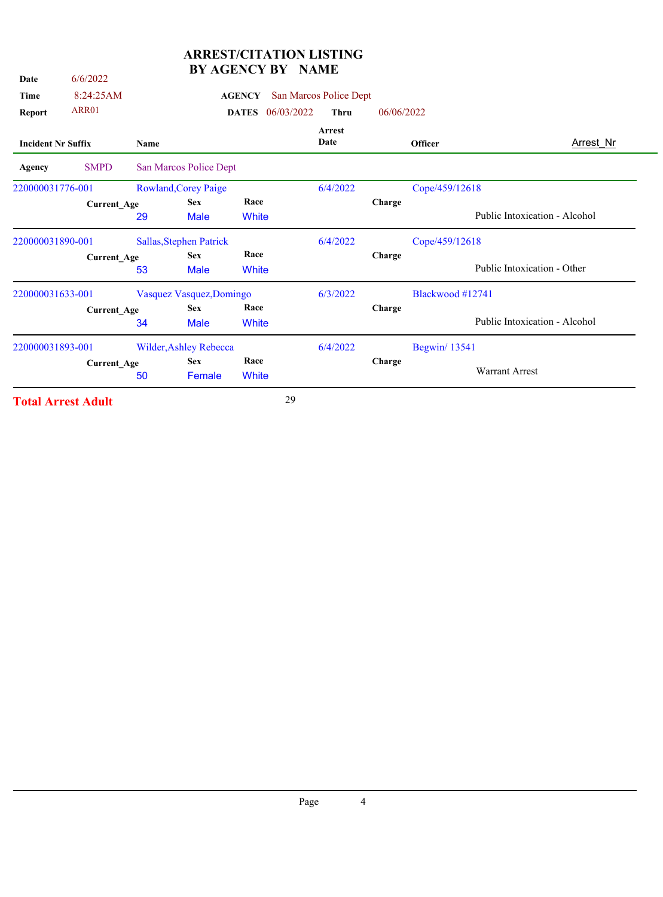# ARREST/CITATION LISTING
## BY AGENCY BY NAME

**Date** 6/6/2022
**Time** 8:24:25AM
**Report** ARR01

**AGENCY** San Marcos Police Dept
**DATES** 06/03/2022 **Thru** 06/06/2022

| Incident Nr Suffix | Name | Arrest Date | Officer | Arrest_Nr |
|---|---|---|---|---|
| **Agency** SMPD | San Marcos Police Dept | | | |

| Incident Nr Suffix | Name | Current_Age | Sex | Race | Arrest Date | Officer | Charge |
|---|---|---|---|---|---|---|---|
| 220000031776-001 | Rowland,Corey Paige | 29 | Male | White | 6/4/2022 | Cope/459/12618 | Public Intoxication - Alcohol |
| 220000031890-001 | Sallas,Stephen Patrick | 53 | Male | White | 6/4/2022 | Cope/459/12618 | Public Intoxication - Other |
| 220000031633-001 | Vasquez Vasquez,Domingo | 34 | Male | White | 6/3/2022 | Blackwood #12741 | Public Intoxication - Alcohol |
| 220000031893-001 | Wilder,Ashley Rebecca | 50 | Female | White | 6/4/2022 | Begwin/ 13541 | Warrant Arrest |

**Total Arrest Adult** 29